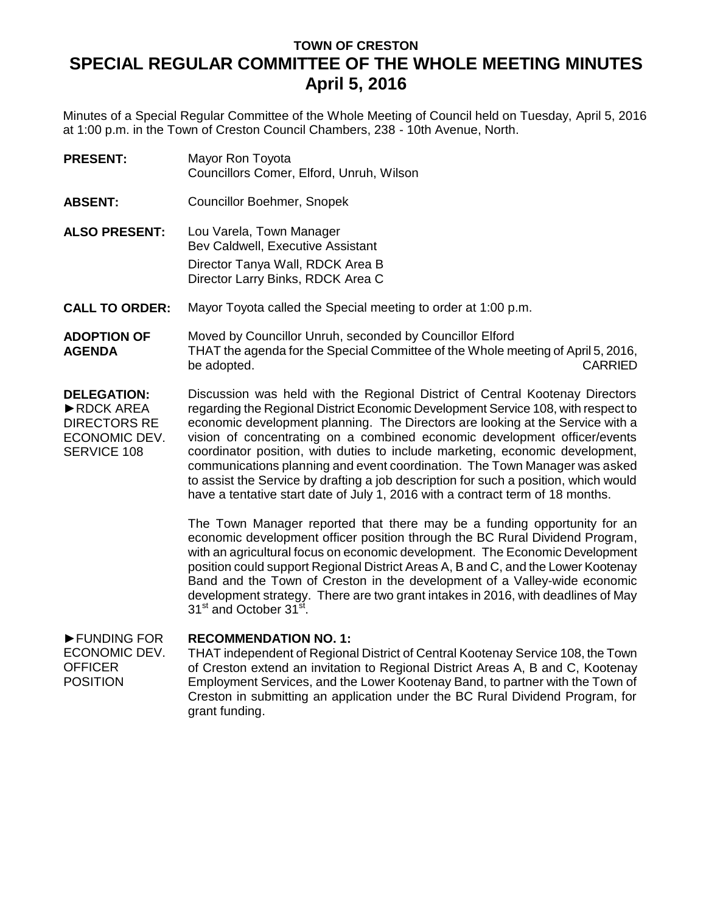**TOWN OF CRESTON**

# SPECIAL REGULAR COMMITTEE OF THE WHOLE MEETING MINUTES

## April 5, 2016

Minutes of a Special Regular Committee of the Whole Meeting of Council held on Tuesday, April 5, 2016 at 1:00 p.m. in the Town of Creston Council Chambers, 238 - 10th Avenue, North.

**PRESENT:** Mayor Ron Toyota
Councillors Comer, Elford, Unruh, Wilson

**ABSENT:** Councillor Boehmer, Snopek

**ALSO PRESENT:** Lou Varela, Town Manager
Bev Caldwell, Executive Assistant
Director Tanya Wall, RDCK Area B
Director Larry Binks, RDCK Area C

**CALL TO ORDER:** Mayor Toyota called the Special meeting to order at 1:00 p.m.

**ADOPTION OF AGENDA**

Moved by Councillor Unruh, seconded by Councillor Elford
THAT the agenda for the Special Committee of the Whole meeting of April 5, 2016, be adopted. CARRIED

**DELEGATION:**
►RDCK AREA DIRECTORS RE ECONOMIC DEV. SERVICE 108

Discussion was held with the Regional District of Central Kootenay Directors regarding the Regional District Economic Development Service 108, with respect to economic development planning. The Directors are looking at the Service with a vision of concentrating on a combined economic development officer/events coordinator position, with duties to include marketing, economic development, communications planning and event coordination. The Town Manager was asked to assist the Service by drafting a job description for such a position, which would have a tentative start date of July 1, 2016 with a contract term of 18 months.

The Town Manager reported that there may be a funding opportunity for an economic development officer position through the BC Rural Dividend Program, with an agricultural focus on economic development. The Economic Development position could support Regional District Areas A, B and C, and the Lower Kootenay Band and the Town of Creston in the development of a Valley-wide economic development strategy. There are two grant intakes in 2016, with deadlines of May 31st and October 31st.

►FUNDING FOR ECONOMIC DEV. OFFICER POSITION

**RECOMMENDATION NO. 1:**
THAT independent of Regional District of Central Kootenay Service 108, the Town of Creston extend an invitation to Regional District Areas A, B and C, Kootenay Employment Services, and the Lower Kootenay Band, to partner with the Town of Creston in submitting an application under the BC Rural Dividend Program, for grant funding.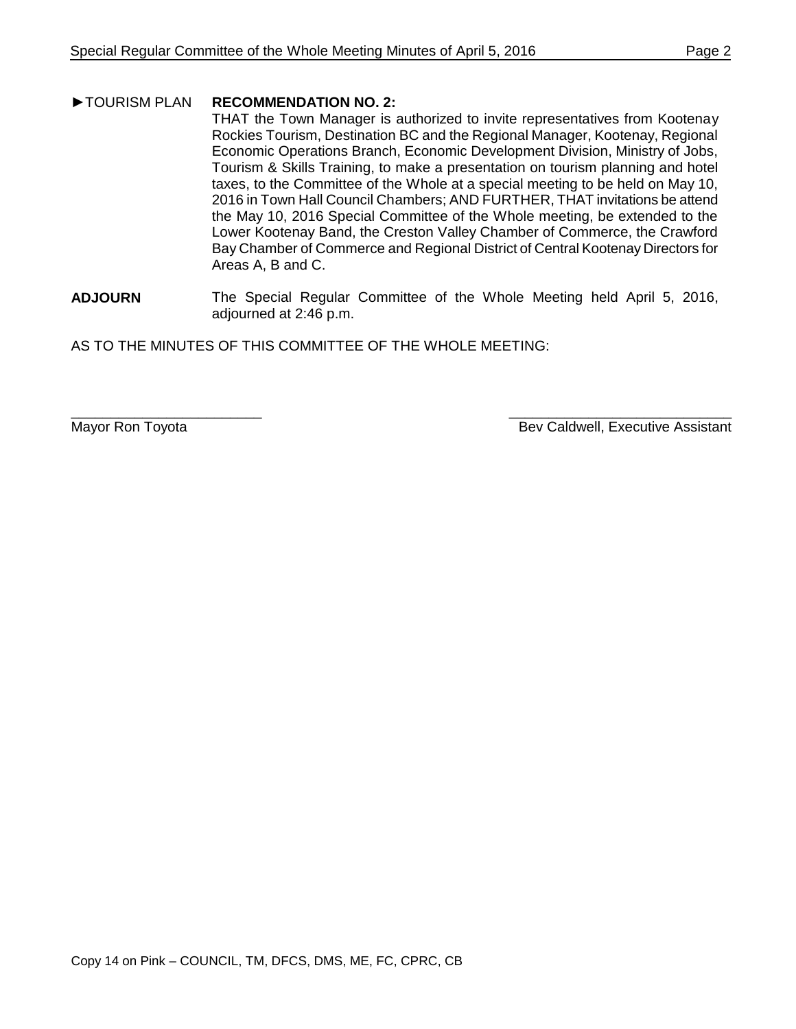►TOURISM PLAN **RECOMMENDATION NO. 2:**

THAT the Town Manager is authorized to invite representatives from Kootenay Rockies Tourism, Destination BC and the Regional Manager, Kootenay, Regional Economic Operations Branch, Economic Development Division, Ministry of Jobs, Tourism & Skills Training, to make a presentation on tourism planning and hotel taxes, to the Committee of the Whole at a special meeting to be held on May 10, 2016 in Town Hall Council Chambers; AND FURTHER, THAT invitations be attend the May 10, 2016 Special Committee of the Whole meeting, be extended to the Lower Kootenay Band, the Creston Valley Chamber of Commerce, the Crawford Bay Chamber of Commerce and Regional District of Central Kootenay Directors for Areas A, B and C.

**ADJOURN** The Special Regular Committee of the Whole Meeting held April 5, 2016, adjourned at 2:46 p.m.

AS TO THE MINUTES OF THIS COMMITTEE OF THE WHOLE MEETING:

\_\_\_\_\_\_\_\_\_\_\_\_\_\_\_\_\_\_\_\_\_\_\_\_
Mayor Ron Toyota

\_\_\_\_\_\_\_\_\_\_\_\_\_\_\_\_\_\_\_\_\_\_\_\_
Bev Caldwell, Executive Assistant

Copy 14 on Pink – COUNCIL, TM, DFCS, DMS, ME, FC, CPRC, CB